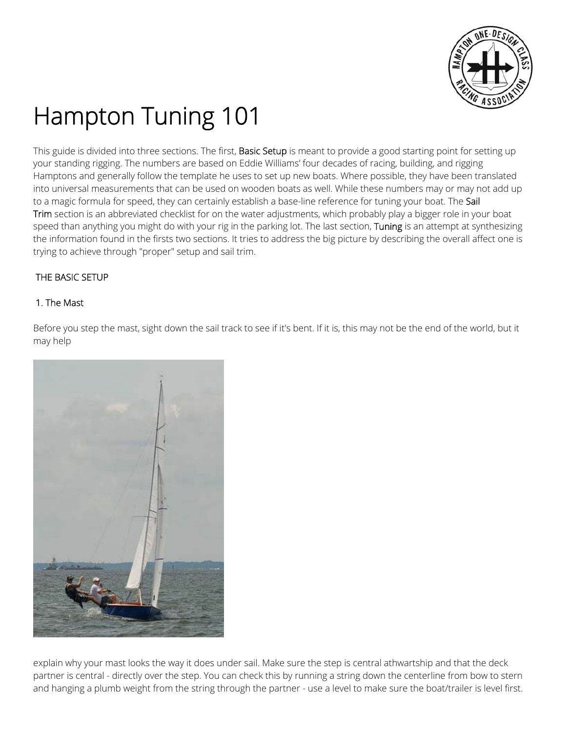# Hampton Tuning 101

This guide is divided into three sections. The first, Basic Setup is meant to provide a good starting point for setting up your standing rigging. The numbers are based on Eddie Williams' four decades of racing, building, and rigging Hamptons and generally follow the template he uses to set up new boats. Where possible, they have been translated into universal measurements that can be used on wooden boats as well. While these numbers may or may not add up to a magic formula for speed, they can certainly establish a base-line reference for tuning your boat. The Sail Trim section is an abbreviated checklist for on the water adjustments, which probably play a bigger role in your boat speed than anything you might do with your rig in the parking lot. The last section, Tuning is an attempt at synthesizing the information found in the firsts two sections. It tries to address the big picture by describing the overall affect one is trying to achieve through "proper" setup and sail trim.

## THE BASIC SETUP

### 1. The Mast

Before you step the mast, sight down the sail track to see if it's bent. If it is, this may not be the end of the world, but it may help explain why your mast looks the way it does under sail. Make sure the step is central athwartship and that the deck partner is central - directly over the step. You can check this by running a string down the centerline from bow to stern and hanging a plumb weight from the string through the partner - use a level to make sure the boat/trailer is level first.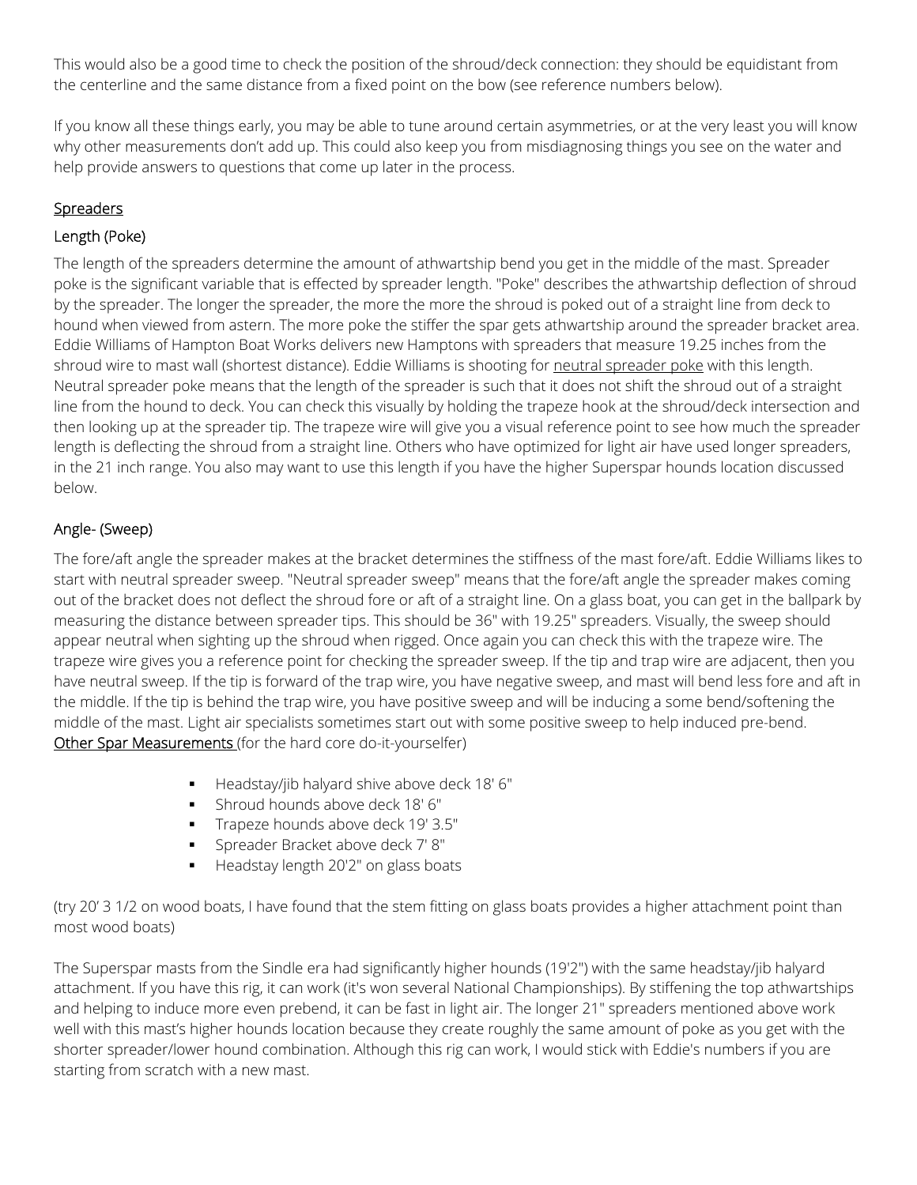This would also be a good time to check the position of the shroud/deck connection: they should be equidistant from the centerline and the same distance from a fixed point on the bow (see reference numbers below).

If you know all these things early, you may be able to tune around certain asymmetries, or at the very least you will know why other measurements don't add up. This could also keep you from misdiagnosing things you see on the water and help provide answers to questions that come up later in the process.

## Spreaders

### Length (Poke)

The length of the spreaders determine the amount of athwartship bend you get in the middle of the mast. Spreader poke is the significant variable that is effected by spreader length. "Poke" describes the athwartship deflection of shroud by the spreader. The longer the spreader, the more the more the shroud is poked out of a straight line from deck to hound when viewed from astern. The more poke the stiffer the spar gets athwartship around the spreader bracket area. Eddie Williams of Hampton Boat Works delivers new Hamptons with spreaders that measure 19.25 inches from the shroud wire to mast wall (shortest distance). Eddie Williams is shooting for neutral spreader poke with this length. Neutral spreader poke means that the length of the spreader is such that it does not shift the shroud out of a straight line from the hound to deck. You can check this visually by holding the trapeze hook at the shroud/deck intersection and then looking up at the spreader tip. The trapeze wire will give you a visual reference point to see how much the spreader length is deflecting the shroud from a straight line. Others who have optimized for light air have used longer spreaders, in the 21 inch range. You also may want to use this length if you have the higher Superspar hounds location discussed below.

### Angle- (Sweep)

The fore/aft angle the spreader makes at the bracket determines the stiffness of the mast fore/aft. Eddie Williams likes to start with neutral spreader sweep. "Neutral spreader sweep" means that the fore/aft angle the spreader makes coming out of the bracket does not deflect the shroud fore or aft of a straight line. On a glass boat, you can get in the ballpark by measuring the distance between spreader tips. This should be 36" with 19.25" spreaders. Visually, the sweep should appear neutral when sighting up the shroud when rigged. Once again you can check this with the trapeze wire. The trapeze wire gives you a reference point for checking the spreader sweep. If the tip and trap wire are adjacent, then you have neutral sweep. If the tip is forward of the trap wire, you have negative sweep, and mast will bend less fore and aft in the middle. If the tip is behind the trap wire, you have positive sweep and will be inducing a some bend/softening the middle of the mast. Light air specialists sometimes start out with some positive sweep to help induced pre-bend.

Other Spar Measurements (for the hard core do-it-yourselfer)

- Headstay/jib halyard shive above deck 18' 6"
- Shroud hounds above deck 18' 6"
- Trapeze hounds above deck 19' 3.5"
- Spreader Bracket above deck 7' 8"
- Headstay length 20'2" on glass boats

(try 20' 3 1/2 on wood boats, I have found that the stem fitting on glass boats provides a higher attachment point than most wood boats)

The Superspar masts from the Sindle era had significantly higher hounds (19'2") with the same headstay/jib halyard attachment. If you have this rig, it can work (it's won several National Championships). By stiffening the top athwartships and helping to induce more even prebend, it can be fast in light air. The longer 21" spreaders mentioned above work well with this mast's higher hounds location because they create roughly the same amount of poke as you get with the shorter spreader/lower hound combination. Although this rig can work, I would stick with Eddie's numbers if you are starting from scratch with a new mast.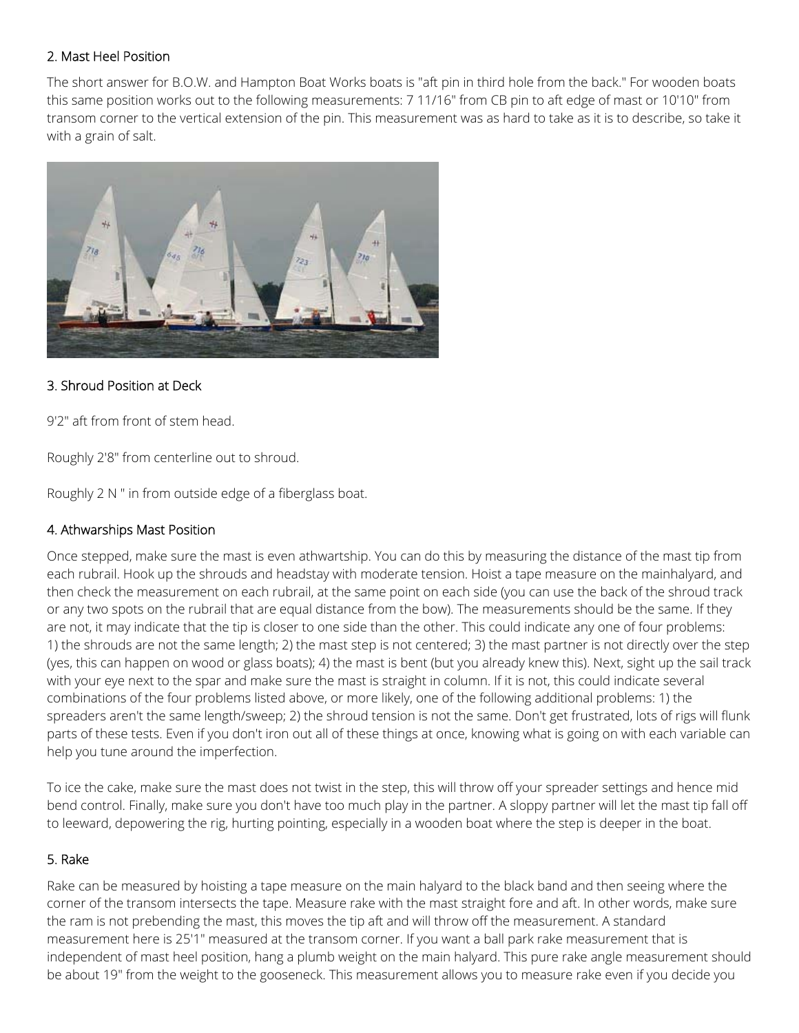## 2. Mast Heel Position

The short answer for B.O.W. and Hampton Boat Works boats is "aft pin in third hole from the back." For wooden boats this same position works out to the following measurements: 7 11/16" from CB pin to aft edge of mast or 10'10" from transom corner to the vertical extension of the pin. This measurement was as hard to take as it is to describe, so take it with a grain of salt.

## 3. Shroud Position at Deck

9'2" aft from front of stem head.

Roughly 2'8" from centerline out to shroud.

Roughly 2 N " in from outside edge of a fiberglass boat.

## 4. Athwarships Mast Position

Once stepped, make sure the mast is even athwartship. You can do this by measuring the distance of the mast tip from each rubrail. Hook up the shrouds and headstay with moderate tension. Hoist a tape measure on the mainhalyard, and then check the measurement on each rubrail, at the same point on each side (you can use the back of the shroud track or any two spots on the rubrail that are equal distance from the bow). The measurements should be the same. If they are not, it may indicate that the tip is closer to one side than the other. This could indicate any one of four problems: 1) the shrouds are not the same length; 2) the mast step is not centered; 3) the mast partner is not directly over the step (yes, this can happen on wood or glass boats); 4) the mast is bent (but you already knew this). Next, sight up the sail track with your eye next to the spar and make sure the mast is straight in column. If it is not, this could indicate several combinations of the four problems listed above, or more likely, one of the following additional problems: 1) the spreaders aren't the same length/sweep; 2) the shroud tension is not the same. Don't get frustrated, lots of rigs will flunk parts of these tests. Even if you don't iron out all of these things at once, knowing what is going on with each variable can help you tune around the imperfection.

To ice the cake, make sure the mast does not twist in the step, this will throw off your spreader settings and hence mid bend control. Finally, make sure you don't have too much play in the partner. A sloppy partner will let the mast tip fall off to leeward, depowering the rig, hurting pointing, especially in a wooden boat where the step is deeper in the boat.

## 5. Rake

Rake can be measured by hoisting a tape measure on the main halyard to the black band and then seeing where the corner of the transom intersects the tape. Measure rake with the mast straight fore and aft. In other words, make sure the ram is not prebending the mast, this moves the tip aft and will throw off the measurement. A standard measurement here is 25'1" measured at the transom corner. If you want a ball park rake measurement that is independent of mast heel position, hang a plumb weight on the main halyard. This pure rake angle measurement should be about 19" from the weight to the gooseneck. This measurement allows you to measure rake even if you decide you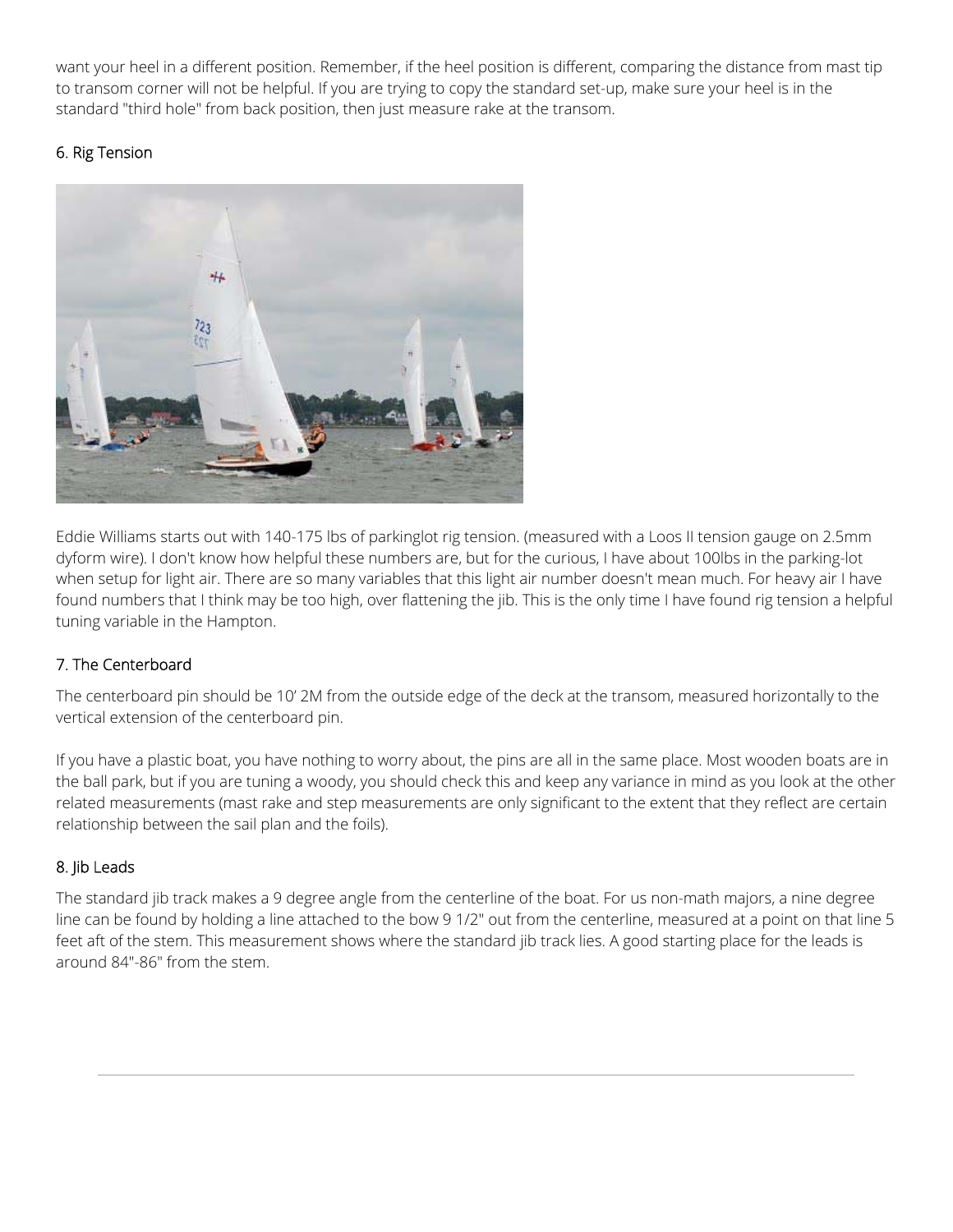want your heel in a different position. Remember, if the heel position is different, comparing the distance from mast tip to transom corner will not be helpful. If you are trying to copy the standard set-up, make sure your heel is in the standard "third hole" from back position, then just measure rake at the transom.

### 6. Rig Tension

Eddie Williams starts out with 140-175 lbs of parkinglot rig tension. (measured with a Loos II tension gauge on 2.5mm dyform wire). I don't know how helpful these numbers are, but for the curious, I have about 100lbs in the parking-lot when setup for light air. There are so many variables that this light air number doesn't mean much. For heavy air I have found numbers that I think may be too high, over flattening the jib. This is the only time I have found rig tension a helpful tuning variable in the Hampton.

### 7. The Centerboard

The centerboard pin should be 10' 2M from the outside edge of the deck at the transom, measured horizontally to the vertical extension of the centerboard pin.

If you have a plastic boat, you have nothing to worry about, the pins are all in the same place. Most wooden boats are in the ball park, but if you are tuning a woody, you should check this and keep any variance in mind as you look at the other related measurements (mast rake and step measurements are only significant to the extent that they reflect are certain relationship between the sail plan and the foils).

### 8. Jib Leads

The standard jib track makes a 9 degree angle from the centerline of the boat. For us non-math majors, a nine degree line can be found by holding a line attached to the bow 9 1/2" out from the centerline, measured at a point on that line 5 feet aft of the stem. This measurement shows where the standard jib track lies. A good starting place for the leads is around 84"-86" from the stem.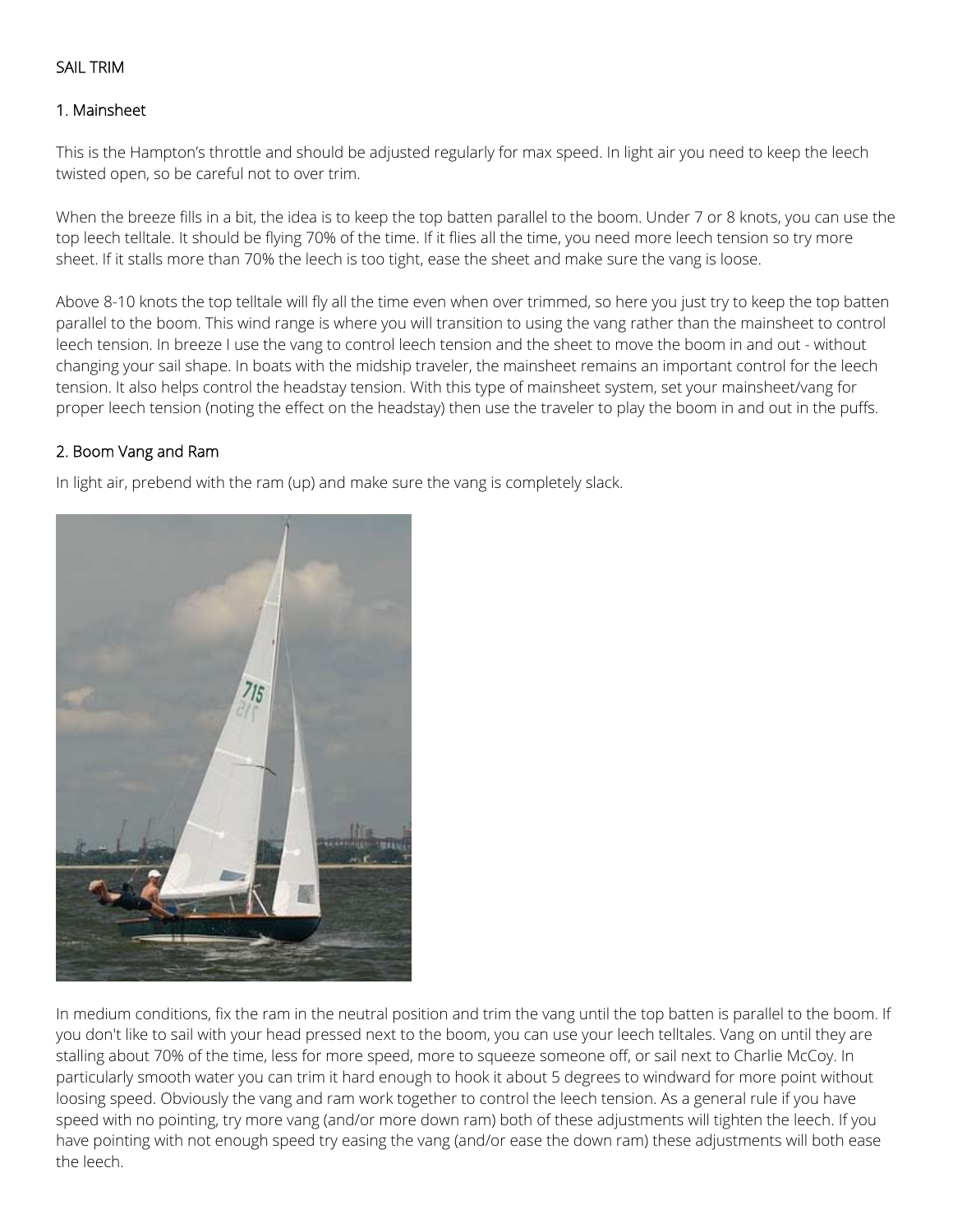SAIL TRIM

## 1. Mainsheet

This is the Hampton's throttle and should be adjusted regularly for max speed. In light air you need to keep the leech twisted open, so be careful not to over trim.

When the breeze fills in a bit, the idea is to keep the top batten parallel to the boom. Under 7 or 8 knots, you can use the top leech telltale. It should be flying 70% of the time. If it flies all the time, you need more leech tension so try more sheet. If it stalls more than 70% the leech is too tight, ease the sheet and make sure the vang is loose.

Above 8-10 knots the top telltale will fly all the time even when over trimmed, so here you just try to keep the top batten parallel to the boom. This wind range is where you will transition to using the vang rather than the mainsheet to control leech tension. In breeze I use the vang to control leech tension and the sheet to move the boom in and out - without changing your sail shape. In boats with the midship traveler, the mainsheet remains an important control for the leech tension. It also helps control the headstay tension. With this type of mainsheet system, set your mainsheet/vang for proper leech tension (noting the effect on the headstay) then use the traveler to play the boom in and out in the puffs.

## 2. Boom Vang and Ram

In light air, prebend with the ram (up) and make sure the vang is completely slack.

In medium conditions, fix the ram in the neutral position and trim the vang until the top batten is parallel to the boom. If you don't like to sail with your head pressed next to the boom, you can use your leech telltales. Vang on until they are stalling about 70% of the time, less for more speed, more to squeeze someone off, or sail next to Charlie McCoy. In particularly smooth water you can trim it hard enough to hook it about 5 degrees to windward for more point without loosing speed. Obviously the vang and ram work together to control the leech tension. As a general rule if you have speed with no pointing, try more vang (and/or more down ram) both of these adjustments will tighten the leech. If you have pointing with not enough speed try easing the vang (and/or ease the down ram) these adjustments will both ease the leech.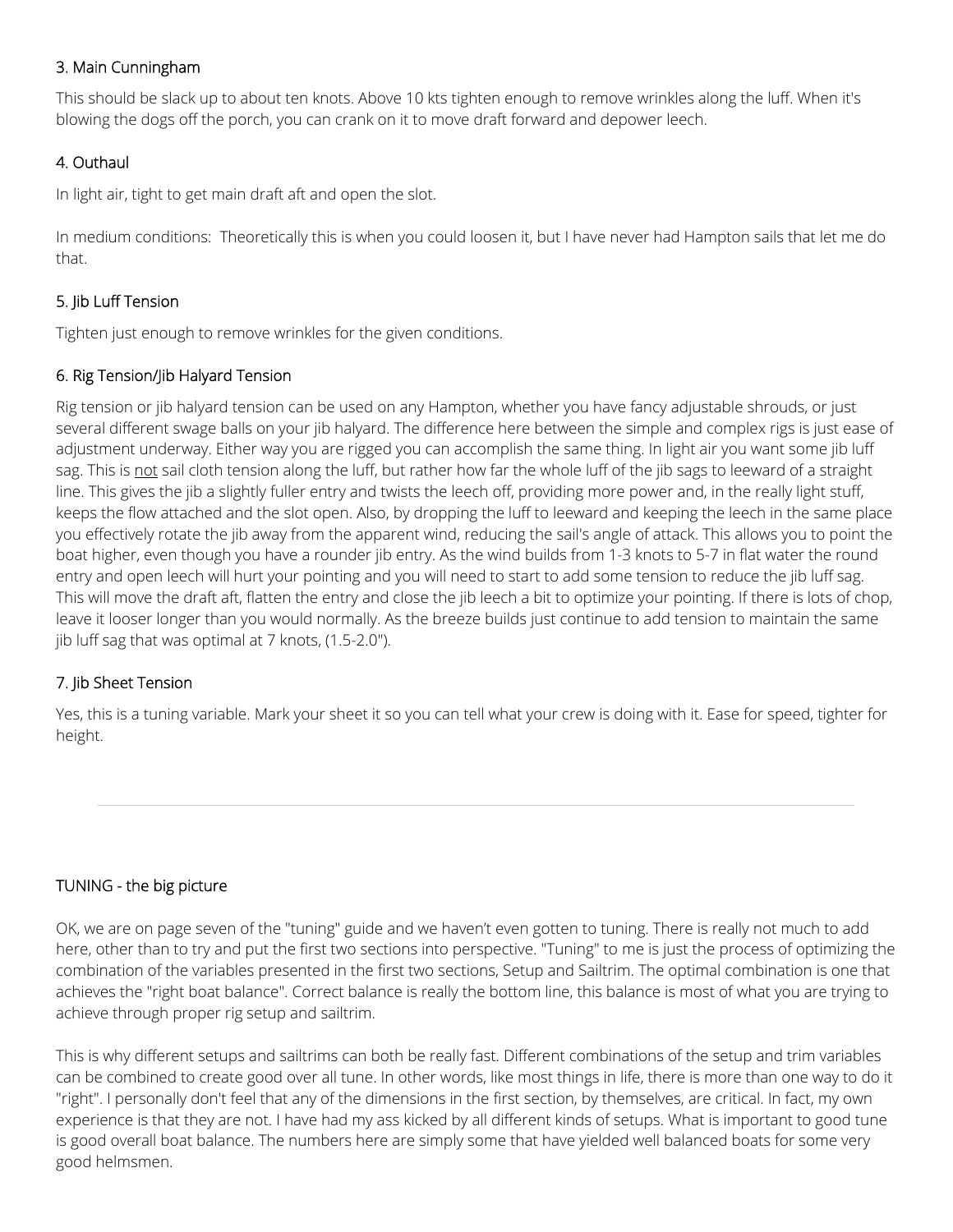### 3. Main Cunningham

This should be slack up to about ten knots. Above 10 kts tighten enough to remove wrinkles along the luff. When it's blowing the dogs off the porch, you can crank on it to move draft forward and depower leech.

### 4. Outhaul

In light air, tight to get main draft aft and open the slot.

In medium conditions: Theoretically this is when you could loosen it, but I have never had Hampton sails that let me do that.

### 5. Jib Luff Tension

Tighten just enough to remove wrinkles for the given conditions.

### 6. Rig Tension/Jib Halyard Tension

Rig tension or jib halyard tension can be used on any Hampton, whether you have fancy adjustable shrouds, or just several different swage balls on your jib halyard. The difference here between the simple and complex rigs is just ease of adjustment underway. Either way you are rigged you can accomplish the same thing. In light air you want some jib luff sag. This is <u>not</u> sail cloth tension along the luff, but rather how far the whole luff of the jib sags to leeward of a straight line. This gives the jib a slightly fuller entry and twists the leech off, providing more power and, in the really light stuff, keeps the flow attached and the slot open. Also, by dropping the luff to leeward and keeping the leech in the same place you effectively rotate the jib away from the apparent wind, reducing the sail's angle of attack. This allows you to point the boat higher, even though you have a rounder jib entry. As the wind builds from 1-3 knots to 5-7 in flat water the round entry and open leech will hurt your pointing and you will need to start to add some tension to reduce the jib luff sag. This will move the draft aft, flatten the entry and close the jib leech a bit to optimize your pointing. If there is lots of chop, leave it looser longer than you would normally. As the breeze builds just continue to add tension to maintain the same jib luff sag that was optimal at 7 knots, (1.5-2.0").

### 7. Jib Sheet Tension

Yes, this is a tuning variable. Mark your sheet it so you can tell what your crew is doing with it. Ease for speed, tighter for height.

---

## TUNING - the big picture

OK, we are on page seven of the "tuning" guide and we haven't even gotten to tuning. There is really not much to add here, other than to try and put the first two sections into perspective. "Tuning" to me is just the process of optimizing the combination of the variables presented in the first two sections, Setup and Sailtrim. The optimal combination is one that achieves the "right boat balance". Correct balance is really the bottom line, this balance is most of what you are trying to achieve through proper rig setup and sailtrim.

This is why different setups and sailtrims can both be really fast. Different combinations of the setup and trim variables can be combined to create good over all tune. In other words, like most things in life, there is more than one way to do it "right". I personally don't feel that any of the dimensions in the first section, by themselves, are critical. In fact, my own experience is that they are not. I have had my ass kicked by all different kinds of setups. What is important to good tune is good overall boat balance. The numbers here are simply some that have yielded well balanced boats for some very good helmsmen.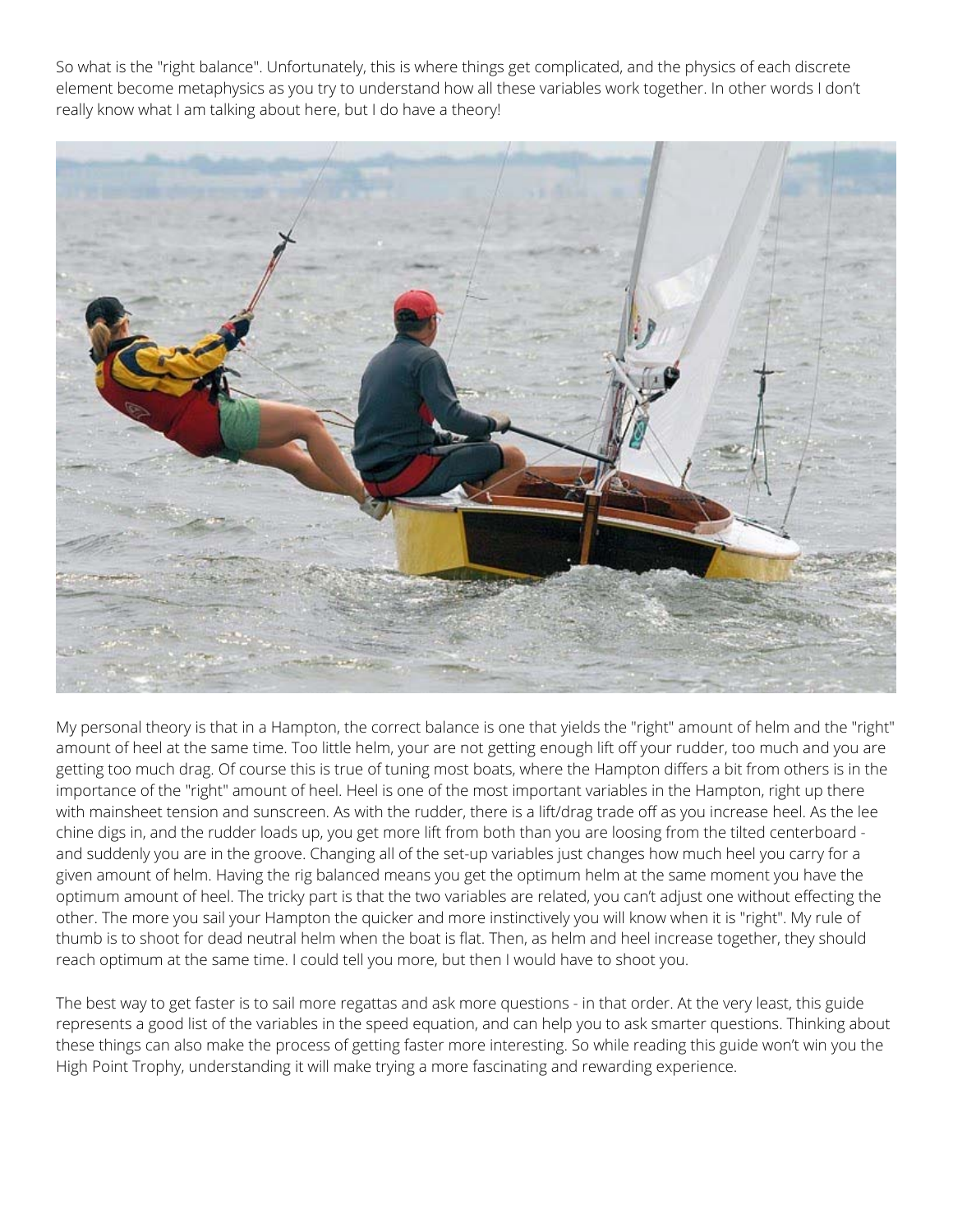So what is the "right balance". Unfortunately, this is where things get complicated, and the physics of each discrete element become metaphysics as you try to understand how all these variables work together. In other words I don't really know what I am talking about here, but I do have a theory!

My personal theory is that in a Hampton, the correct balance is one that yields the "right" amount of helm and the "right" amount of heel at the same time. Too little helm, your are not getting enough lift off your rudder, too much and you are getting too much drag. Of course this is true of tuning most boats, where the Hampton differs a bit from others is in the importance of the "right" amount of heel. Heel is one of the most important variables in the Hampton, right up there with mainsheet tension and sunscreen. As with the rudder, there is a lift/drag trade off as you increase heel. As the lee chine digs in, and the rudder loads up, you get more lift from both than you are loosing from the tilted centerboard - and suddenly you are in the groove. Changing all of the set-up variables just changes how much heel you carry for a given amount of helm. Having the rig balanced means you get the optimum helm at the same moment you have the optimum amount of heel. The tricky part is that the two variables are related, you can't adjust one without effecting the other. The more you sail your Hampton the quicker and more instinctively you will know when it is "right". My rule of thumb is to shoot for dead neutral helm when the boat is flat. Then, as helm and heel increase together, they should reach optimum at the same time. I could tell you more, but then I would have to shoot you.

The best way to get faster is to sail more regattas and ask more questions - in that order. At the very least, this guide represents a good list of the variables in the speed equation, and can help you to ask smarter questions. Thinking about these things can also make the process of getting faster more interesting. So while reading this guide won't win you the High Point Trophy, understanding it will make trying a more fascinating and rewarding experience.